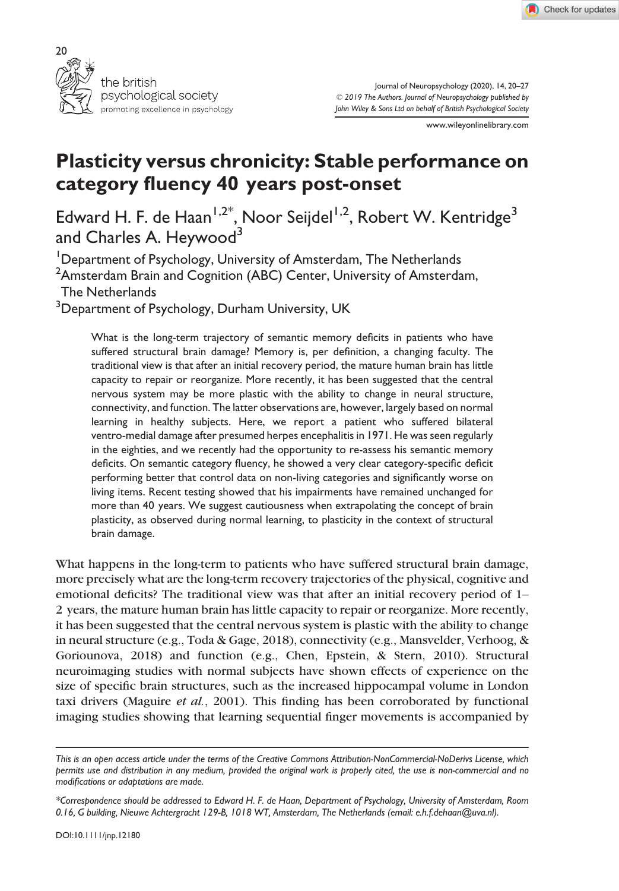# Plasticity versus chronicity: Stable performance on category fluency 40 years post-onset

Edward H. F. de Haan[1,2*], Noor Seijdel[1,2], Robert W. Kentridge[3] and Charles A. Heywood[3]

[1]Department of Psychology, University of Amsterdam, The Netherlands
[2]Amsterdam Brain and Cognition (ABC) Center, University of Amsterdam, The Netherlands
[3]Department of Psychology, Durham University, UK

What is the long-term trajectory of semantic memory deficits in patients who have suffered structural brain damage? Memory is, per definition, a changing faculty. The traditional view is that after an initial recovery period, the mature human brain has little capacity to repair or reorganize. More recently, it has been suggested that the central nervous system may be more plastic with the ability to change in neural structure, connectivity, and function. The latter observations are, however, largely based on normal learning in healthy subjects. Here, we report a patient who suffered bilateral ventro-medial damage after presumed herpes encephalitis in 1971. He was seen regularly in the eighties, and we recently had the opportunity to re-assess his semantic memory deficits. On semantic category fluency, he showed a very clear category-specific deficit performing better that control data on non-living categories and significantly worse on living items. Recent testing showed that his impairments have remained unchanged for more than 40 years. We suggest cautiousness when extrapolating the concept of brain plasticity, as observed during normal learning, to plasticity in the context of structural brain damage.

What happens in the long-term to patients who have suffered structural brain damage, more precisely what are the long-term recovery trajectories of the physical, cognitive and emotional deficits? The traditional view was that after an initial recovery period of 1–2 years, the mature human brain has little capacity to repair or reorganize. More recently, it has been suggested that the central nervous system is plastic with the ability to change in neural structure (e.g., Toda & Gage, 2018), connectivity (e.g., Mansvelder, Verhoog, & Goriounova, 2018) and function (e.g., Chen, Epstein, & Stern, 2010). Structural neuroimaging studies with normal subjects have shown effects of experience on the size of specific brain structures, such as the increased hippocampal volume in London taxi drivers (Maguire *et al.*, 2001). This finding has been corroborated by functional imaging studies showing that learning sequential finger movements is accompanied by

*This is an open access article under the terms of the Creative Commons Attribution-NonCommercial-NoDerivs License, which permits use and distribution in any medium, provided the original work is properly cited, the use is non-commercial and no modifications or adaptations are made.*

*\*Correspondence should be addressed to Edward H. F. de Haan, Department of Psychology, University of Amsterdam, Room 0.16, G building, Nieuwe Achtergracht 129-B, 1018 WT, Amsterdam, The Netherlands (email: e.h.f.dehaan@uva.nl).*

DOI:10.1111/jnp.12180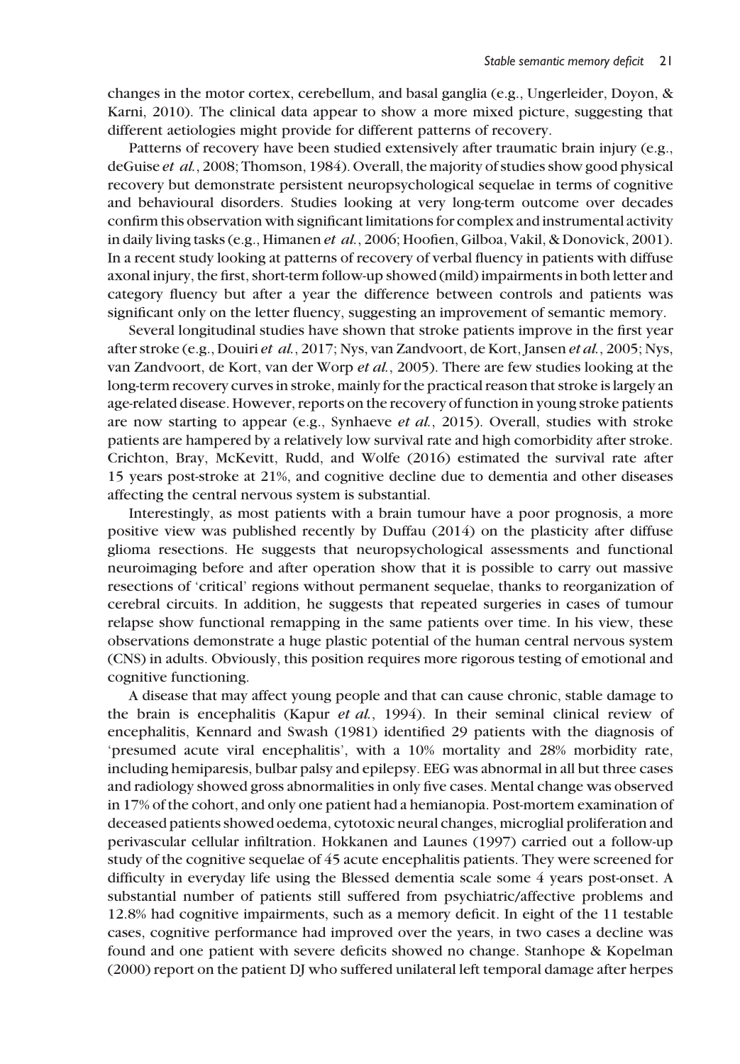changes in the motor cortex, cerebellum, and basal ganglia (e.g., Ungerleider, Doyon, & Karni, 2010). The clinical data appear to show a more mixed picture, suggesting that different aetiologies might provide for different patterns of recovery.

Patterns of recovery have been studied extensively after traumatic brain injury (e.g., deGuise *et al.*, 2008; Thomson, 1984). Overall, the majority of studies show good physical recovery but demonstrate persistent neuropsychological sequelae in terms of cognitive and behavioural disorders. Studies looking at very long-term outcome over decades confirm this observation with significant limitations for complex and instrumental activity in daily living tasks (e.g., Himanen *et al.*, 2006; Hoofien, Gilboa, Vakil, & Donovick, 2001). In a recent study looking at patterns of recovery of verbal fluency in patients with diffuse axonal injury, the first, short-term follow-up showed (mild) impairments in both letter and category fluency but after a year the difference between controls and patients was significant only on the letter fluency, suggesting an improvement of semantic memory.

Several longitudinal studies have shown that stroke patients improve in the first year after stroke (e.g., Douiri *et al.*, 2017; Nys, van Zandvoort, de Kort, Jansen *et al.*, 2005; Nys, van Zandvoort, de Kort, van der Worp *et al.*, 2005). There are few studies looking at the long-term recovery curves in stroke, mainly for the practical reason that stroke is largely an age-related disease. However, reports on the recovery of function in young stroke patients are now starting to appear (e.g., Synhaeve *et al.*, 2015). Overall, studies with stroke patients are hampered by a relatively low survival rate and high comorbidity after stroke. Crichton, Bray, McKevitt, Rudd, and Wolfe (2016) estimated the survival rate after 15 years post-stroke at 21%, and cognitive decline due to dementia and other diseases affecting the central nervous system is substantial.

Interestingly, as most patients with a brain tumour have a poor prognosis, a more positive view was published recently by Duffau (2014) on the plasticity after diffuse glioma resections. He suggests that neuropsychological assessments and functional neuroimaging before and after operation show that it is possible to carry out massive resections of 'critical' regions without permanent sequelae, thanks to reorganization of cerebral circuits. In addition, he suggests that repeated surgeries in cases of tumour relapse show functional remapping in the same patients over time. In his view, these observations demonstrate a huge plastic potential of the human central nervous system (CNS) in adults. Obviously, this position requires more rigorous testing of emotional and cognitive functioning.

A disease that may affect young people and that can cause chronic, stable damage to the brain is encephalitis (Kapur *et al.*, 1994). In their seminal clinical review of encephalitis, Kennard and Swash (1981) identified 29 patients with the diagnosis of 'presumed acute viral encephalitis', with a 10% mortality and 28% morbidity rate, including hemiparesis, bulbar palsy and epilepsy. EEG was abnormal in all but three cases and radiology showed gross abnormalities in only five cases. Mental change was observed in 17% of the cohort, and only one patient had a hemianopia. Post-mortem examination of deceased patients showed oedema, cytotoxic neural changes, microglial proliferation and perivascular cellular infiltration. Hokkanen and Launes (1997) carried out a follow-up study of the cognitive sequelae of 45 acute encephalitis patients. They were screened for difficulty in everyday life using the Blessed dementia scale some 4 years post-onset. A substantial number of patients still suffered from psychiatric/affective problems and 12.8% had cognitive impairments, such as a memory deficit. In eight of the 11 testable cases, cognitive performance had improved over the years, in two cases a decline was found and one patient with severe deficits showed no change. Stanhope & Kopelman (2000) report on the patient DJ who suffered unilateral left temporal damage after herpes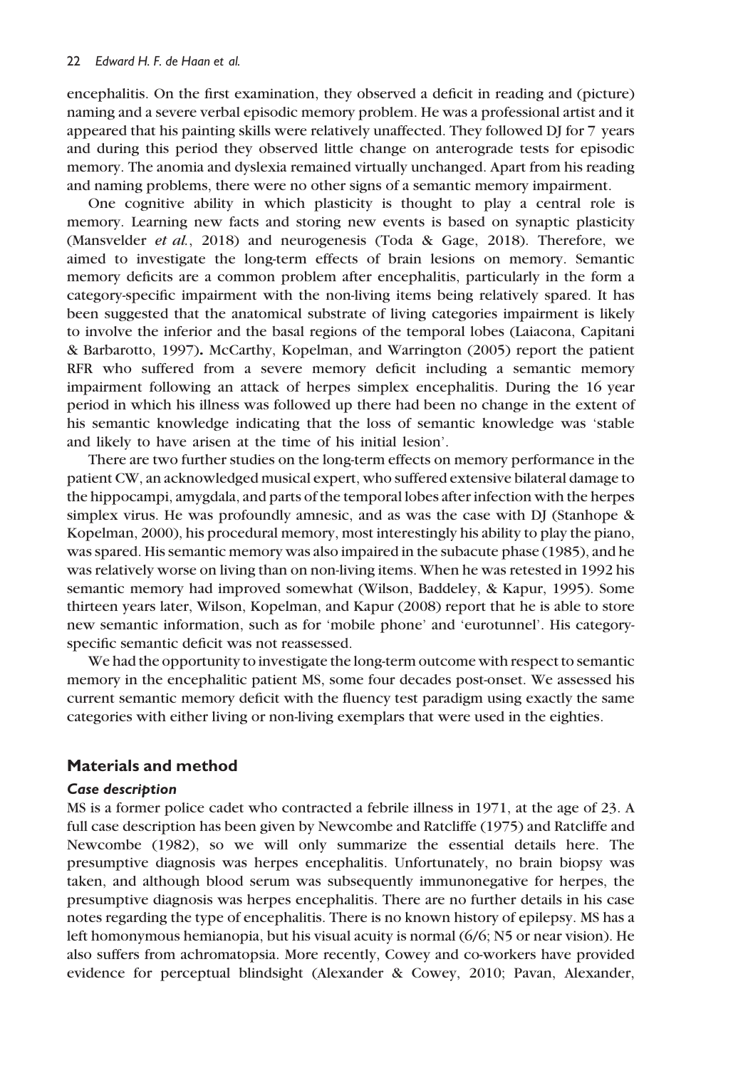encephalitis. On the first examination, they observed a deficit in reading and (picture) naming and a severe verbal episodic memory problem. He was a professional artist and it appeared that his painting skills were relatively unaffected. They followed DJ for 7 years and during this period they observed little change on anterograde tests for episodic memory. The anomia and dyslexia remained virtually unchanged. Apart from his reading and naming problems, there were no other signs of a semantic memory impairment.

One cognitive ability in which plasticity is thought to play a central role is memory. Learning new facts and storing new events is based on synaptic plasticity (Mansvelder *et al.*, 2018) and neurogenesis (Toda & Gage, 2018). Therefore, we aimed to investigate the long-term effects of brain lesions on memory. Semantic memory deficits are a common problem after encephalitis, particularly in the form a category-specific impairment with the non-living items being relatively spared. It has been suggested that the anatomical substrate of living categories impairment is likely to involve the inferior and the basal regions of the temporal lobes (Laiacona, Capitani & Barbarotto, 1997)**.** McCarthy, Kopelman, and Warrington (2005) report the patient RFR who suffered from a severe memory deficit including a semantic memory impairment following an attack of herpes simplex encephalitis. During the 16 year period in which his illness was followed up there had been no change in the extent of his semantic knowledge indicating that the loss of semantic knowledge was 'stable and likely to have arisen at the time of his initial lesion'.

There are two further studies on the long-term effects on memory performance in the patient CW, an acknowledged musical expert, who suffered extensive bilateral damage to the hippocampi, amygdala, and parts of the temporal lobes after infection with the herpes simplex virus. He was profoundly amnesic, and as was the case with DJ (Stanhope & Kopelman, 2000), his procedural memory, most interestingly his ability to play the piano, was spared. His semantic memory was also impaired in the subacute phase (1985), and he was relatively worse on living than on non-living items. When he was retested in 1992 his semantic memory had improved somewhat (Wilson, Baddeley, & Kapur, 1995). Some thirteen years later, Wilson, Kopelman, and Kapur (2008) report that he is able to store new semantic information, such as for 'mobile phone' and 'eurotunnel'. His category-specific semantic deficit was not reassessed.

We had the opportunity to investigate the long-term outcome with respect to semantic memory in the encephalitic patient MS, some four decades post-onset. We assessed his current semantic memory deficit with the fluency test paradigm using exactly the same categories with either living or non-living exemplars that were used in the eighties.

## Materials and method

### *Case description*

MS is a former police cadet who contracted a febrile illness in 1971, at the age of 23. A full case description has been given by Newcombe and Ratcliffe (1975) and Ratcliffe and Newcombe (1982), so we will only summarize the essential details here. The presumptive diagnosis was herpes encephalitis. Unfortunately, no brain biopsy was taken, and although blood serum was subsequently immunonegative for herpes, the presumptive diagnosis was herpes encephalitis. There are no further details in his case notes regarding the type of encephalitis. There is no known history of epilepsy. MS has a left homonymous hemianopia, but his visual acuity is normal (6/6; N5 or near vision). He also suffers from achromatopsia. More recently, Cowey and co-workers have provided evidence for perceptual blindsight (Alexander & Cowey, 2010; Pavan, Alexander,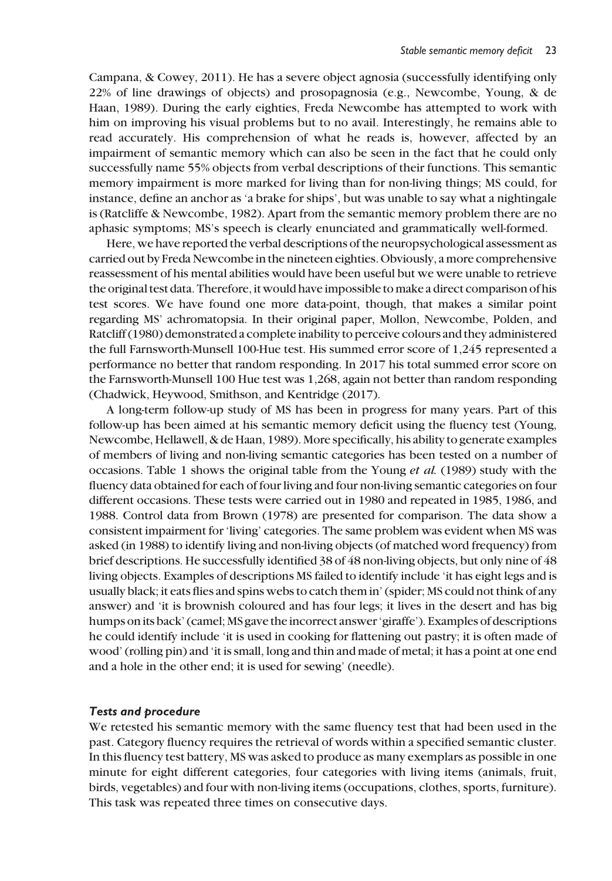Campana, & Cowey, 2011). He has a severe object agnosia (successfully identifying only 22% of line drawings of objects) and prosopagnosia (e.g., Newcombe, Young, & de Haan, 1989). During the early eighties, Freda Newcombe has attempted to work with him on improving his visual problems but to no avail. Interestingly, he remains able to read accurately. His comprehension of what he reads is, however, affected by an impairment of semantic memory which can also be seen in the fact that he could only successfully name 55% objects from verbal descriptions of their functions. This semantic memory impairment is more marked for living than for non-living things; MS could, for instance, define an anchor as 'a brake for ships', but was unable to say what a nightingale is (Ratcliffe & Newcombe, 1982). Apart from the semantic memory problem there are no aphasic symptoms; MS's speech is clearly enunciated and grammatically well-formed.

Here, we have reported the verbal descriptions of the neuropsychological assessment as carried out by Freda Newcombe in the nineteen eighties. Obviously, a more comprehensive reassessment of his mental abilities would have been useful but we were unable to retrieve the original test data. Therefore, it would have impossible to make a direct comparison of his test scores. We have found one more data-point, though, that makes a similar point regarding MS' achromatopsia. In their original paper, Mollon, Newcombe, Polden, and Ratcliff (1980) demonstrated a complete inability to perceive colours and they administered the full Farnsworth-Munsell 100-Hue test. His summed error score of 1,245 represented a performance no better that random responding. In 2017 his total summed error score on the Farnsworth-Munsell 100 Hue test was 1,268, again not better than random responding (Chadwick, Heywood, Smithson, and Kentridge (2017).

A long-term follow-up study of MS has been in progress for many years. Part of this follow-up has been aimed at his semantic memory deficit using the fluency test (Young, Newcombe, Hellawell, & de Haan, 1989). More specifically, his ability to generate examples of members of living and non-living semantic categories has been tested on a number of occasions. Table 1 shows the original table from the Young *et al.* (1989) study with the fluency data obtained for each of four living and four non-living semantic categories on four different occasions. These tests were carried out in 1980 and repeated in 1985, 1986, and 1988. Control data from Brown (1978) are presented for comparison. The data show a consistent impairment for 'living' categories. The same problem was evident when MS was asked (in 1988) to identify living and non-living objects (of matched word frequency) from brief descriptions. He successfully identified 38 of 48 non-living objects, but only nine of 48 living objects. Examples of descriptions MS failed to identify include 'it has eight legs and is usually black; it eats flies and spins webs to catch them in' (spider; MS could not think of any answer) and 'it is brownish coloured and has four legs; it lives in the desert and has big humps on its back' (camel; MS gave the incorrect answer 'giraffe'). Examples of descriptions he could identify include 'it is used in cooking for flattening out pastry; it is often made of wood' (rolling pin) and 'it is small, long and thin and made of metal; it has a point at one end and a hole in the other end; it is used for sewing' (needle).

### *Tests and procedure*

We retested his semantic memory with the same fluency test that had been used in the past. Category fluency requires the retrieval of words within a specified semantic cluster. In this fluency test battery, MS was asked to produce as many exemplars as possible in one minute for eight different categories, four categories with living items (animals, fruit, birds, vegetables) and four with non-living items (occupations, clothes, sports, furniture). This task was repeated three times on consecutive days.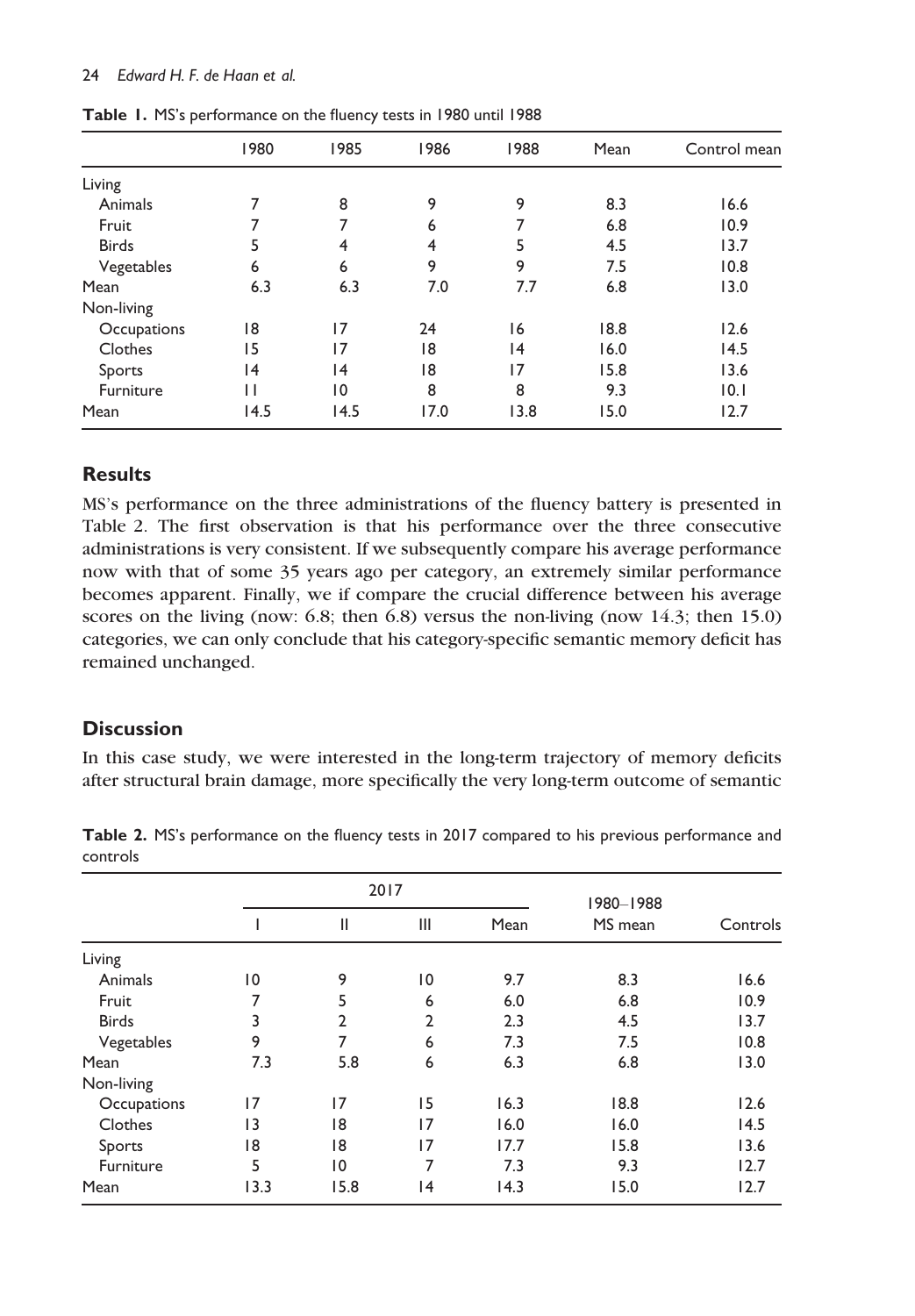**Table 1.** MS's performance on the fluency tests in 1980 until 1988

| | 1980 | 1985 | 1986 | 1988 | Mean | Control mean |
|---|---|---|---|---|---|---|
| Living | | | | | | |
| Animals | 7 | 8 | 9 | 9 | 8.3 | 16.6 |
| Fruit | 7 | 7 | 6 | 7 | 6.8 | 10.9 |
| Birds | 5 | 4 | 4 | 5 | 4.5 | 13.7 |
| Vegetables | 6 | 6 | 9 | 9 | 7.5 | 10.8 |
| Mean | 6.3 | 6.3 | 7.0 | 7.7 | 6.8 | 13.0 |
| Non-living | | | | | | |
| Occupations | 18 | 17 | 24 | 16 | 18.8 | 12.6 |
| Clothes | 15 | 17 | 18 | 14 | 16.0 | 14.5 |
| Sports | 14 | 14 | 18 | 17 | 15.8 | 13.6 |
| Furniture | 11 | 10 | 8 | 8 | 9.3 | 10.1 |
| Mean | 14.5 | 14.5 | 17.0 | 13.8 | 15.0 | 12.7 |

## Results

MS's performance on the three administrations of the fluency battery is presented in Table 2. The first observation is that his performance over the three consecutive administrations is very consistent. If we subsequently compare his average performance now with that of some 35 years ago per category, an extremely similar performance becomes apparent. Finally, we if compare the crucial difference between his average scores on the living (now: 6.8; then 6.8) versus the non-living (now 14.3; then 15.0) categories, we can only conclude that his category-specific semantic memory deficit has remained unchanged.

## Discussion

In this case study, we were interested in the long-term trajectory of memory deficits after structural brain damage, more specifically the very long-term outcome of semantic

**Table 2.** MS's performance on the fluency tests in 2017 compared to his previous performance and controls

| | 2017 | | | | 1980–1988 | |
|---|---|---|---|---|---|---|
| | I | II | III | Mean | MS mean | Controls |
| Living | | | | | | |
| Animals | 10 | 9 | 10 | 9.7 | 8.3 | 16.6 |
| Fruit | 7 | 5 | 6 | 6.0 | 6.8 | 10.9 |
| Birds | 3 | 2 | 2 | 2.3 | 4.5 | 13.7 |
| Vegetables | 9 | 7 | 6 | 7.3 | 7.5 | 10.8 |
| Mean | 7.3 | 5.8 | 6 | 6.3 | 6.8 | 13.0 |
| Non-living | | | | | | |
| Occupations | 17 | 17 | 15 | 16.3 | 18.8 | 12.6 |
| Clothes | 13 | 18 | 17 | 16.0 | 16.0 | 14.5 |
| Sports | 18 | 18 | 17 | 17.7 | 15.8 | 13.6 |
| Furniture | 5 | 10 | 7 | 7.3 | 9.3 | 12.7 |
| Mean | 13.3 | 15.8 | 14 | 14.3 | 15.0 | 12.7 |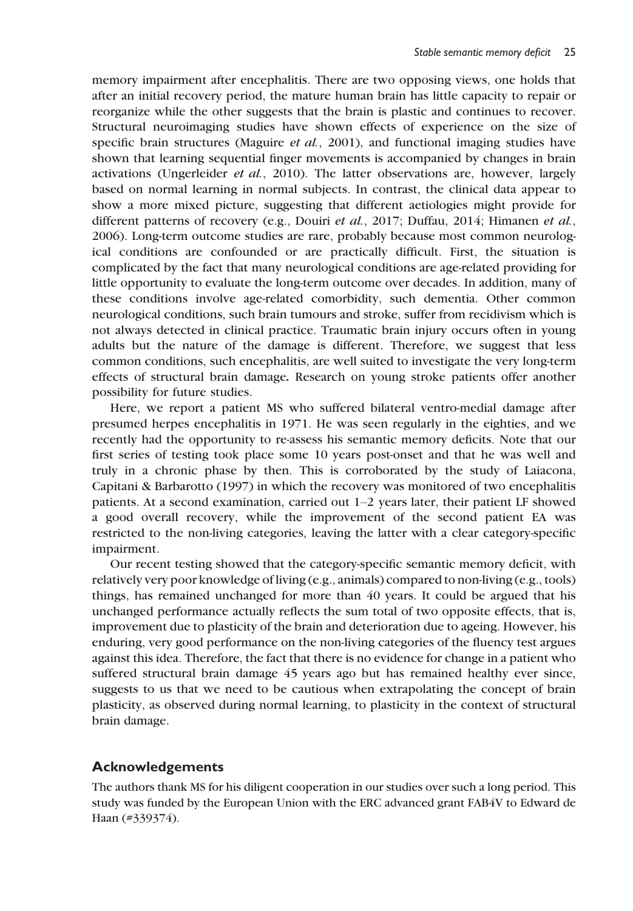memory impairment after encephalitis. There are two opposing views, one holds that after an initial recovery period, the mature human brain has little capacity to repair or reorganize while the other suggests that the brain is plastic and continues to recover. Structural neuroimaging studies have shown effects of experience on the size of specific brain structures (Maguire *et al.*, 2001), and functional imaging studies have shown that learning sequential finger movements is accompanied by changes in brain activations (Ungerleider *et al.*, 2010). The latter observations are, however, largely based on normal learning in normal subjects. In contrast, the clinical data appear to show a more mixed picture, suggesting that different aetiologies might provide for different patterns of recovery (e.g., Douiri *et al.*, 2017; Duffau, 2014; Himanen *et al.*, 2006). Long-term outcome studies are rare, probably because most common neurological conditions are confounded or are practically difficult. First, the situation is complicated by the fact that many neurological conditions are age-related providing for little opportunity to evaluate the long-term outcome over decades. In addition, many of these conditions involve age-related comorbidity, such dementia. Other common neurological conditions, such brain tumours and stroke, suffer from recidivism which is not always detected in clinical practice. Traumatic brain injury occurs often in young adults but the nature of the damage is different. Therefore, we suggest that less common conditions, such encephalitis, are well suited to investigate the very long-term effects of structural brain damage**.** Research on young stroke patients offer another possibility for future studies.

Here, we report a patient MS who suffered bilateral ventro-medial damage after presumed herpes encephalitis in 1971. He was seen regularly in the eighties, and we recently had the opportunity to re-assess his semantic memory deficits. Note that our first series of testing took place some 10 years post-onset and that he was well and truly in a chronic phase by then. This is corroborated by the study of Laiacona, Capitani & Barbarotto (1997) in which the recovery was monitored of two encephalitis patients. At a second examination, carried out 1–2 years later, their patient LF showed a good overall recovery, while the improvement of the second patient EA was restricted to the non-living categories, leaving the latter with a clear category-specific impairment.

Our recent testing showed that the category-specific semantic memory deficit, with relatively very poor knowledge of living (e.g., animals) compared to non-living (e.g., tools) things, has remained unchanged for more than 40 years. It could be argued that his unchanged performance actually reflects the sum total of two opposite effects, that is, improvement due to plasticity of the brain and deterioration due to ageing. However, his enduring, very good performance on the non-living categories of the fluency test argues against this idea. Therefore, the fact that there is no evidence for change in a patient who suffered structural brain damage 45 years ago but has remained healthy ever since, suggests to us that we need to be cautious when extrapolating the concept of brain plasticity, as observed during normal learning, to plasticity in the context of structural brain damage.

## Acknowledgements

The authors thank MS for his diligent cooperation in our studies over such a long period. This study was funded by the European Union with the ERC advanced grant FAB4V to Edward de Haan (#339374).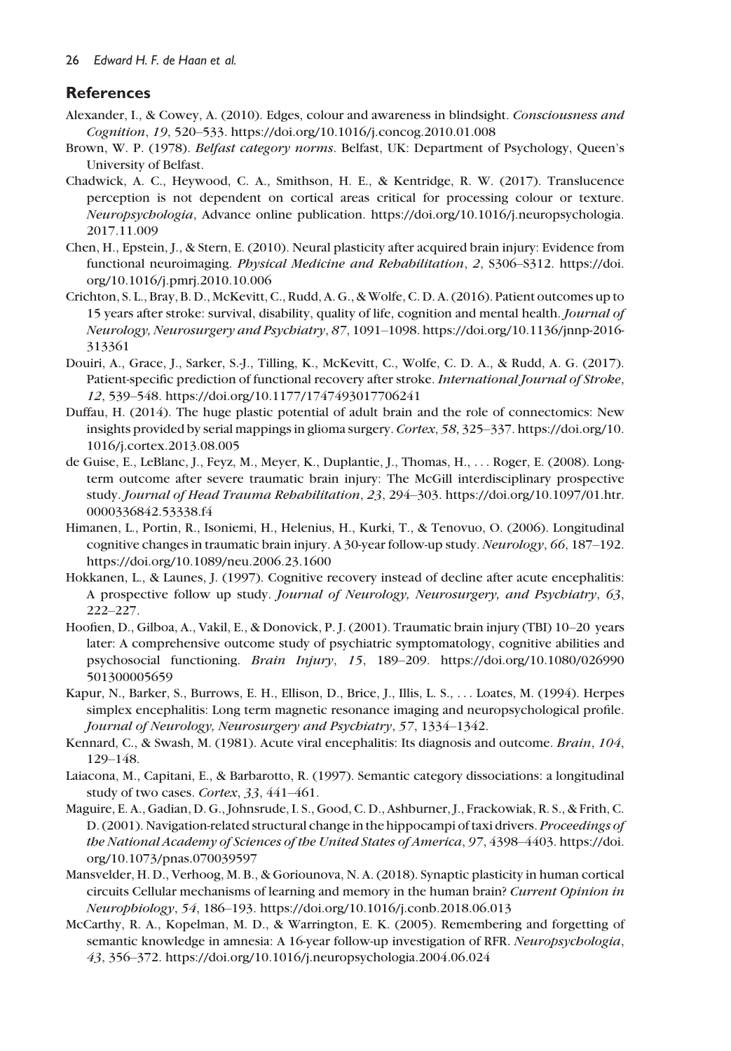## References

Alexander, I., & Cowey, A. (2010). Edges, colour and awareness in blindsight. *Consciousness and Cognition*, *19*, 520–533. https://doi.org/10.1016/j.concog.2010.01.008

Brown, W. P. (1978). *Belfast category norms*. Belfast, UK: Department of Psychology, Queen's University of Belfast.

Chadwick, A. C., Heywood, C. A., Smithson, H. E., & Kentridge, R. W. (2017). Translucence perception is not dependent on cortical areas critical for processing colour or texture. *Neuropsychologia*, Advance online publication. https://doi.org/10.1016/j.neuropsychologia.2017.11.009

Chen, H., Epstein, J., & Stern, E. (2010). Neural plasticity after acquired brain injury: Evidence from functional neuroimaging. *Physical Medicine and Rehabilitation*, *2*, S306–S312. https://doi.org/10.1016/j.pmrj.2010.10.006

Crichton, S. L., Bray, B. D., McKevitt, C., Rudd, A. G., & Wolfe, C. D. A. (2016). Patient outcomes up to 15 years after stroke: survival, disability, quality of life, cognition and mental health. *Journal of Neurology, Neurosurgery and Psychiatry*, *87*, 1091–1098. https://doi.org/10.1136/jnnp-2016-313361

Douiri, A., Grace, J., Sarker, S.-J., Tilling, K., McKevitt, C., Wolfe, C. D. A., & Rudd, A. G. (2017). Patient-specific prediction of functional recovery after stroke. *International Journal of Stroke*, *12*, 539–548. https://doi.org/10.1177/1747493017706241

Duffau, H. (2014). The huge plastic potential of adult brain and the role of connectomics: New insights provided by serial mappings in glioma surgery. *Cortex*, *58*, 325–337. https://doi.org/10.1016/j.cortex.2013.08.005

de Guise, E., LeBlanc, J., Feyz, M., Meyer, K., Duplantie, J., Thomas, H., . . . Roger, E. (2008). Long-term outcome after severe traumatic brain injury: The McGill interdisciplinary prospective study. *Journal of Head Trauma Rehabilitation*, *23*, 294–303. https://doi.org/10.1097/01.htr.0000336842.53338.f4

Himanen, L., Portin, R., Isoniemi, H., Helenius, H., Kurki, T., & Tenovuo, O. (2006). Longitudinal cognitive changes in traumatic brain injury. A 30-year follow-up study. *Neurology*, *66*, 187–192. https://doi.org/10.1089/neu.2006.23.1600

Hokkanen, L., & Launes, J. (1997). Cognitive recovery instead of decline after acute encephalitis: A prospective follow up study. *Journal of Neurology, Neurosurgery, and Psychiatry*, *63*, 222–227.

Hoofien, D., Gilboa, A., Vakil, E., & Donovick, P. J. (2001). Traumatic brain injury (TBI) 10–20 years later: A comprehensive outcome study of psychiatric symptomatology, cognitive abilities and psychosocial functioning. *Brain Injury*, *15*, 189–209. https://doi.org/10.1080/026990501300005659

Kapur, N., Barker, S., Burrows, E. H., Ellison, D., Brice, J., Illis, L. S., . . . Loates, M. (1994). Herpes simplex encephalitis: Long term magnetic resonance imaging and neuropsychological profile. *Journal of Neurology, Neurosurgery and Psychiatry*, *57*, 1334–1342.

Kennard, C., & Swash, M. (1981). Acute viral encephalitis: Its diagnosis and outcome. *Brain*, *104*, 129–148.

Laiacona, M., Capitani, E., & Barbarotto, R. (1997). Semantic category dissociations: a longitudinal study of two cases. *Cortex*, *33*, 441–461.

Maguire, E. A., Gadian, D. G., Johnsrude, I. S., Good, C. D., Ashburner, J., Frackowiak, R. S., & Frith, C. D. (2001). Navigation-related structural change in the hippocampi of taxi drivers. *Proceedings of the National Academy of Sciences of the United States of America*, *97*, 4398–4403. https://doi.org/10.1073/pnas.070039597

Mansvelder, H. D., Verhoog, M. B., & Goriounova, N. A. (2018). Synaptic plasticity in human cortical circuits Cellular mechanisms of learning and memory in the human brain? *Current Opinion in Neurophiology*, *54*, 186–193. https://doi.org/10.1016/j.conb.2018.06.013

McCarthy, R. A., Kopelman, M. D., & Warrington, E. K. (2005). Remembering and forgetting of semantic knowledge in amnesia: A 16-year follow-up investigation of RFR. *Neuropsychologia*, *43*, 356–372. https://doi.org/10.1016/j.neuropsychologia.2004.06.024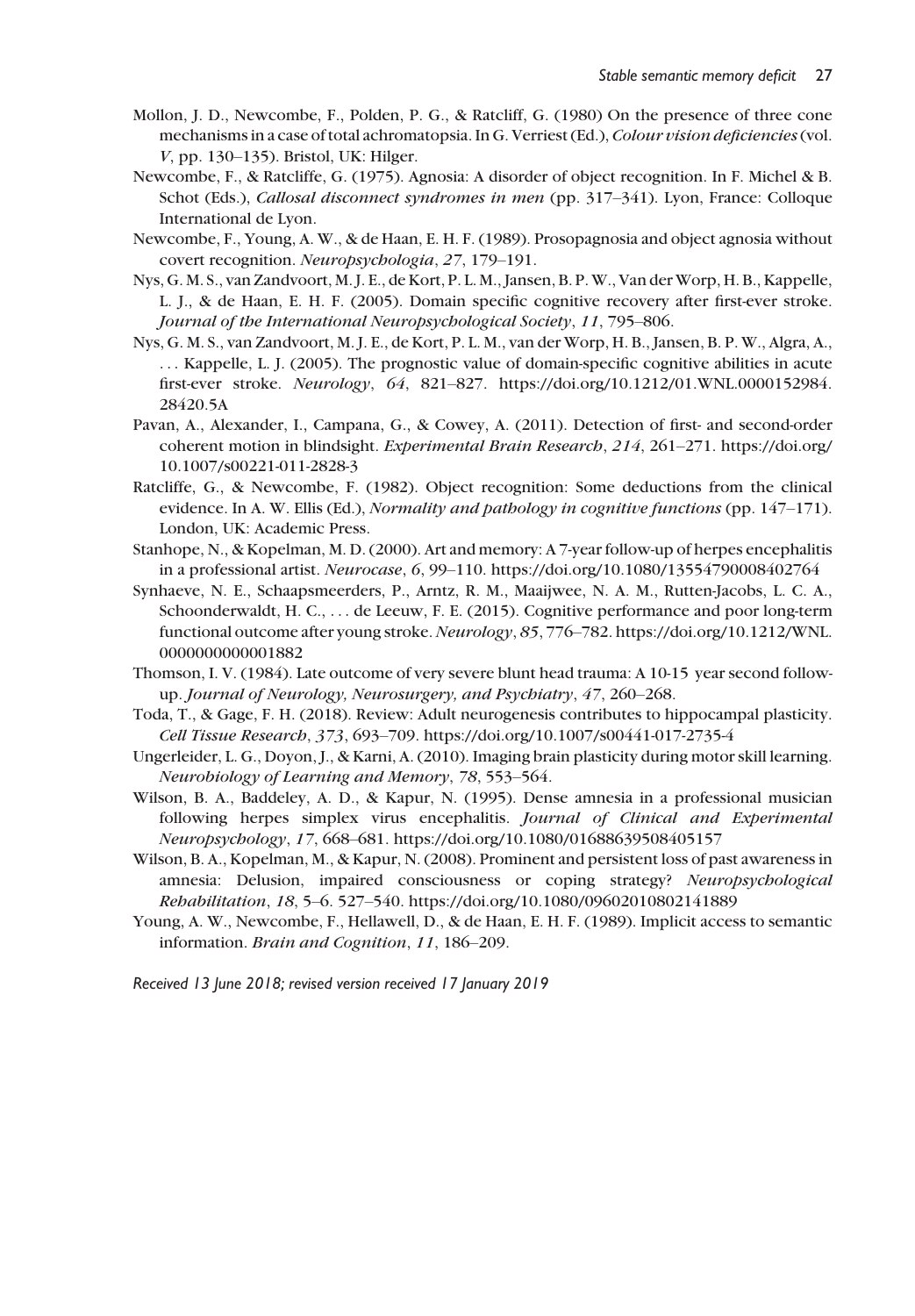Mollon, J. D., Newcombe, F., Polden, P. G., & Ratcliff, G. (1980) On the presence of three cone mechanisms in a case of total achromatopsia. In G. Verriest (Ed.), *Colour vision deficiencies* (vol. *V*, pp. 130–135). Bristol, UK: Hilger.

Newcombe, F., & Ratcliffe, G. (1975). Agnosia: A disorder of object recognition. In F. Michel & B. Schot (Eds.), *Callosal disconnect syndromes in men* (pp. 317–341). Lyon, France: Colloque International de Lyon.

Newcombe, F., Young, A. W., & de Haan, E. H. F. (1989). Prosopagnosia and object agnosia without covert recognition. *Neuropsychologia*, *27*, 179–191.

Nys, G. M. S., van Zandvoort, M. J. E., de Kort, P. L. M., Jansen, B. P. W., Van der Worp, H. B., Kappelle, L. J., & de Haan, E. H. F. (2005). Domain specific cognitive recovery after first-ever stroke. *Journal of the International Neuropsychological Society*, *11*, 795–806.

Nys, G. M. S., van Zandvoort, M. J. E., de Kort, P. L. M., van der Worp, H. B., Jansen, B. P. W., Algra, A., . . . Kappelle, L. J. (2005). The prognostic value of domain-specific cognitive abilities in acute first-ever stroke. *Neurology*, *64*, 821–827. https://doi.org/10.1212/01.WNL.0000152984.28420.5A

Pavan, A., Alexander, I., Campana, G., & Cowey, A. (2011). Detection of first- and second-order coherent motion in blindsight. *Experimental Brain Research*, *214*, 261–271. https://doi.org/10.1007/s00221-011-2828-3

Ratcliffe, G., & Newcombe, F. (1982). Object recognition: Some deductions from the clinical evidence. In A. W. Ellis (Ed.), *Normality and pathology in cognitive functions* (pp. 147–171). London, UK: Academic Press.

Stanhope, N., & Kopelman, M. D. (2000). Art and memory: A 7-year follow-up of herpes encephalitis in a professional artist. *Neurocase*, *6*, 99–110. https://doi.org/10.1080/13554790008402764

Synhaeve, N. E., Schaapsmeerders, P., Arntz, R. M., Maaijwee, N. A. M., Rutten-Jacobs, L. C. A., Schoonderwaldt, H. C., . . . de Leeuw, F. E. (2015). Cognitive performance and poor long-term functional outcome after young stroke. *Neurology*, *85*, 776–782. https://doi.org/10.1212/WNL.0000000000001882

Thomson, I. V. (1984). Late outcome of very severe blunt head trauma: A 10-15 year second follow-up. *Journal of Neurology, Neurosurgery, and Psychiatry*, *47*, 260–268.

Toda, T., & Gage, F. H. (2018). Review: Adult neurogenesis contributes to hippocampal plasticity. *Cell Tissue Research*, *373*, 693–709. https://doi.org/10.1007/s00441-017-2735-4

Ungerleider, L. G., Doyon, J., & Karni, A. (2010). Imaging brain plasticity during motor skill learning. *Neurobiology of Learning and Memory*, *78*, 553–564.

Wilson, B. A., Baddeley, A. D., & Kapur, N. (1995). Dense amnesia in a professional musician following herpes simplex virus encephalitis. *Journal of Clinical and Experimental Neuropsychology*, *17*, 668–681. https://doi.org/10.1080/01688639508405157

Wilson, B. A., Kopelman, M., & Kapur, N. (2008). Prominent and persistent loss of past awareness in amnesia: Delusion, impaired consciousness or coping strategy? *Neuropsychological Rehabilitation*, *18*, 5–6. 527–540. https://doi.org/10.1080/09602010802141889

Young, A. W., Newcombe, F., Hellawell, D., & de Haan, E. H. F. (1989). Implicit access to semantic information. *Brain and Cognition*, *11*, 186–209.

*Received 13 June 2018; revised version received 17 January 2019*